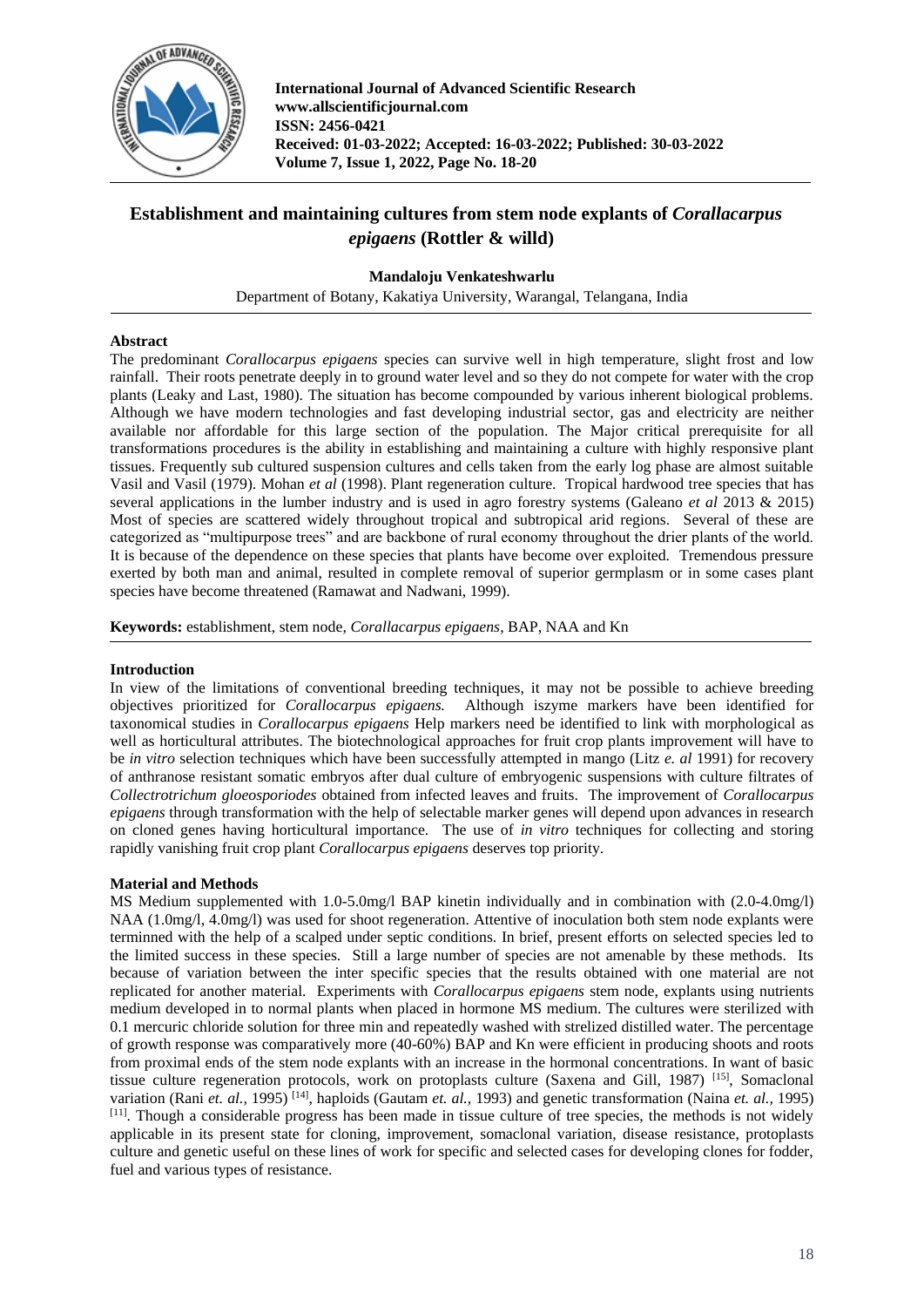# Establishment and maintaining cultures from stem node explants of *Corallacarpus epigaens* (Rottler & willd)

**Mandaloju Venkateshwarlu**

Department of Botany, Kakatiya University, Warangal, Telangana, India

## Abstract

The predominant *Corallocarpus epigaens* species can survive well in high temperature, slight frost and low rainfall. Their roots penetrate deeply in to ground water level and so they do not compete for water with the crop plants (Leaky and Last, 1980). The situation has become compounded by various inherent biological problems. Although we have modern technologies and fast developing industrial sector, gas and electricity are neither available nor affordable for this large section of the population. The Major critical prerequisite for all transformations procedures is the ability in establishing and maintaining a culture with highly responsive plant tissues. Frequently sub cultured suspension cultures and cells taken from the early log phase are almost suitable Vasil and Vasil (1979). Mohan *et al* (1998). Plant regeneration culture. Tropical hardwood tree species that has several applications in the lumber industry and is used in agro forestry systems (Galeano *et al* 2013 & 2015) Most of species are scattered widely throughout tropical and subtropical arid regions. Several of these are categorized as "multipurpose trees" and are backbone of rural economy throughout the drier plants of the world. It is because of the dependence on these species that plants have become over exploited. Tremendous pressure exerted by both man and animal, resulted in complete removal of superior germplasm or in some cases plant species have become threatened (Ramawat and Nadwani, 1999).

**Keywords:** establishment, stem node, *Corallocarpus epigaens*, BAP, NAA and Kn

## Introduction

In view of the limitations of conventional breeding techniques, it may not be possible to achieve breeding objectives prioritized for *Corallocarpus epigaens.* Although iszyme markers have been identified for taxonomical studies in *Corallocarpus epigaens* Help markers need be identified to link with morphological as well as horticultural attributes. The biotechnological approaches for fruit crop plants improvement will have to be *in vitro* selection techniques which have been successfully attempted in mango (Litz *e. al* 1991) for recovery of anthranose resistant somatic embryos after dual culture of embryogenic suspensions with culture filtrates of *Collectrotrichum gloeosporiodes* obtained from infected leaves and fruits. The improvement of *Corallocarpus epigaens* through transformation with the help of selectable marker genes will depend upon advances in research on cloned genes having horticultural importance. The use of *in vitro* techniques for collecting and storing rapidly vanishing fruit crop plant *Corallocarpus epigaens* deserves top priority.

## Material and Methods

MS Medium supplemented with 1.0-5.0mg/l BAP kinetin individually and in combination with (2.0-4.0mg/l) NAA (1.0mg/l, 4.0mg/l) was used for shoot regeneration. Attentive of inoculation both stem node explants were terminned with the help of a scalped under septic conditions. In brief, present efforts on selected species led to the limited success in these species. Still a large number of species are not amenable by these methods. Its because of variation between the inter specific species that the results obtained with one material are not replicated for another material. Experiments with *Corallocarpus epigaens* stem node, explants using nutrients medium developed in to normal plants when placed in hormone MS medium. The cultures were sterilized with 0.1 mercuric chloride solution for three min and repeatedly washed with strelized distilled water. The percentage of growth response was comparatively more (40-60%) BAP and Kn were efficient in producing shoots and roots from proximal ends of the stem node explants with an increase in the hormonal concentrations. In want of basic tissue culture regeneration protocols, work on protoplasts culture (Saxena and Gill, 1987) [15], Somaclonal variation (Rani *et. al.,* 1995) [14], haploids (Gautam *et. al.,* 1993) and genetic transformation (Naina *et. al.,* 1995) [11]. Though a considerable progress has been made in tissue culture of tree species, the methods is not widely applicable in its present state for cloning, improvement, somaclonal variation, disease resistance, protoplasts culture and genetic useful on these lines of work for specific and selected cases for developing clones for fodder, fuel and various types of resistance.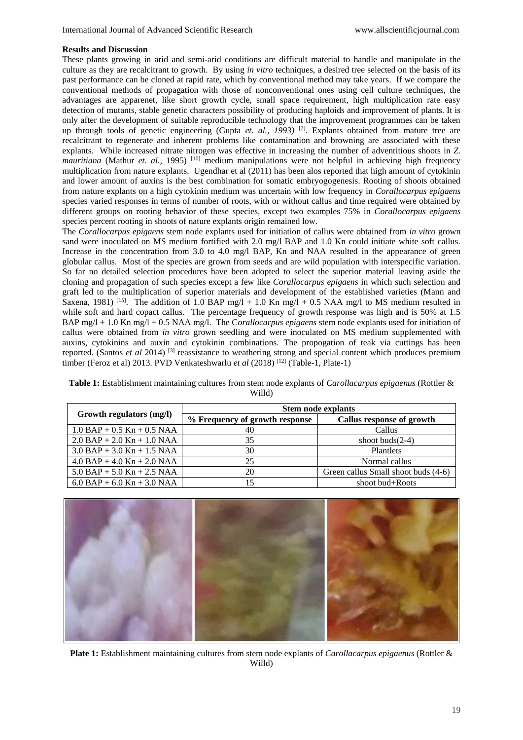**Results and Discussion**

These plants growing in arid and semi-arid conditions are difficult material to handle and manipulate in the culture as they are recalcitrant to growth. By using *in vitro* techniques, a desired tree selected on the basis of its past performance can be cloned at rapid rate, which by conventional method may take years. If we compare the conventional methods of propagation with those of nonconventional ones using cell culture techniques, the advantages are apparenet, like short growth cycle, small space requirement, high multiplication rate easy detection of mutants, stable genetic characters possibility of producing haploids and improvement of plants. It is only after the development of suitable reproducible technology that the improvement programmes can be taken up through tools of genetic engineering (Gupta *et. al., 1993)* [7]. Explants obtained from mature tree are recalcitrant to regenerate and inherent problems like contamination and browning are associated with these explants. While increased nitrate nitrogen was effective in increasing the number of adventitious shoots in *Z. mauritiana* (Mathur *et. al.,* 1995) [10] medium manipulations were not helpful in achieving high frequency multiplication from nature explants. Ugendhar et al (2011) has been alos reported that high amount of cytokinin and lower amount of auxins is the best combination for somatic embryogogenesis. Rooting of shoots obtained from nature explants on a high cytokinin medium was uncertain with low frequency in *Corallocarpus epigaens* species varied responses in terms of number of roots, with or without callus and time required were obtained by different groups on rooting behavior of these species, except two examples 75% in *Corallocarpus epigaens* species percent rooting in shoots of nature explants origin remained low.

The *Corallocarpus epigaens* stem node explants used for initiation of callus were obtained from *in vitro* grown sand were inoculated on MS medium fortified with 2.0 mg/l BAP and 1.0 Kn could initiate white soft callus. Increase in the concentration from 3.0 to 4.0 mg/l BAP, Kn and NAA resulted in the appearance of green globular callus. Most of the species are grown from seeds and are wild population with interspecific variation. So far no detailed selection procedures have been adopted to select the superior material leaving aside the cloning and propagation of such species except a few like *Corallocarpus epigaens* in which such selection and graft led to the multiplication of superior materials and development of the established varieties (Mann and Saxena, 1981) [15]. The addition of 1.0 BAP mg/l + 1.0 Kn mg/l + 0.5 NAA mg/l to MS medium resulted in while soft and hard copact callus. The percentage frequency of growth response was high and is 50% at 1.5 BAP mg/l + 1.0 Kn mg/l + 0.5 NAA mg/l. The C*orallocarpus epigaens* stem node explants used for initiation of callus were obtained from *in vitro* grown seedling and were inoculated on MS medium supplemented with auxins, cytokinins and auxin and cytokinin combinations. The propogation of teak via cuttings has been reported. (Santos *et al* 2014) [3] reassistance to weathering strong and special content which produces premium timber (Feroz et al) 2013. PVD Venkateshwarlu *et al* (2018) [12] (Table-1, Plate-1)

**Table 1:** Establishment maintaining cultures from stem node explants of *Carollacarpus epigaenus* (Rottler & Willd)

| Growth regulators (mg/l) | Stem node explants | |
|---|---|---|
| | % Frequency of growth response | Callus response of growth |
| 1.0 BAP + 0.5 Kn + 0.5 NAA | 40 | Callus |
| 2.0 BAP + 2.0 Kn + 1.0 NAA | 35 | shoot buds(2-4) |
| 3.0 BAP + 3.0 Kn + 1.5 NAA | 30 | Plantlets |
| 4.0 BAP + 4.0 Kn + 2.0 NAA | 25 | Normal callus |
| 5.0 BAP + 5.0 Kn + 2.5 NAA | 20 | Green callus Small shoot buds (4-6) |
| 6.0 BAP + 6.0 Kn + 3.0 NAA | 15 | shoot bud+Roots |

**Plate 1:** Establishment maintaining cultures from stem node explants of *Carollacarpus epigaenus* (Rottler & Willd)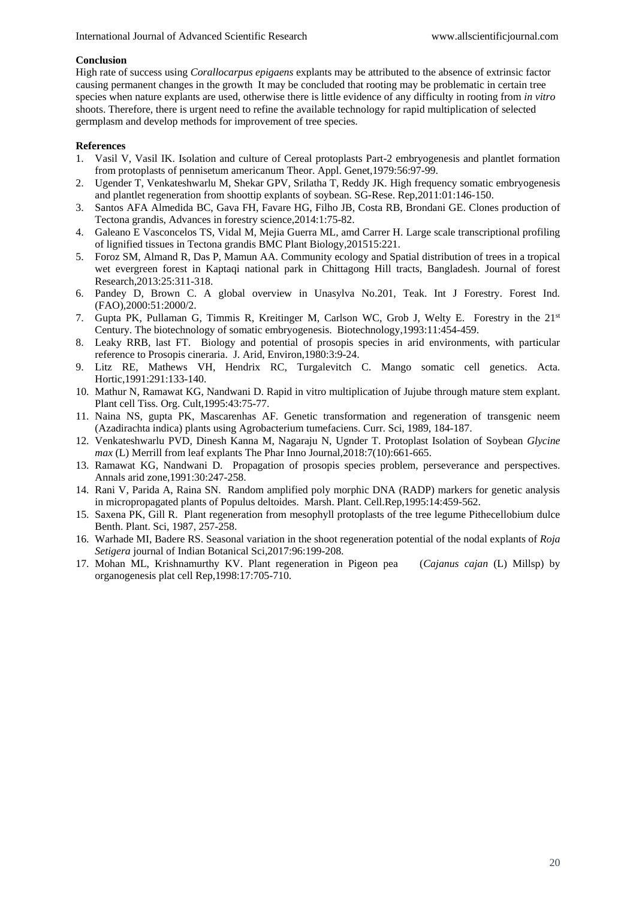**Conclusion**

High rate of success using *Corallocarpus epigaens* explants may be attributed to the absence of extrinsic factor causing permanent changes in the growth It may be concluded that rooting may be problematic in certain tree species when nature explants are used, otherwise there is little evidence of any difficulty in rooting from *in vitro* shoots. Therefore, there is urgent need to refine the available technology for rapid multiplication of selected germplasm and develop methods for improvement of tree species.

**References**

1. Vasil V, Vasil IK. Isolation and culture of Cereal protoplasts Part-2 embryogenesis and plantlet formation from protoplasts of pennisetum americanum Theor. Appl. Genet,1979:56:97-99.
2. Ugender T, Venkateshwarlu M, Shekar GPV, Srilatha T, Reddy JK. High frequency somatic embryogenesis and plantlet regeneration from shoottip explants of soybean. SG-Rese. Rep,2011:01:146-150.
3. Santos AFA Almedida BC, Gava FH, Favare HG, Filho JB, Costa RB, Brondani GE. Clones production of Tectona grandis, Advances in forestry science,2014:1:75-82.
4. Galeano E Vasconcelos TS, Vidal M, Mejia Guerra ML, amd Carrer H. Large scale transcriptional profiling of lignified tissues in Tectona grandis BMC Plant Biology,201515:221.
5. Foroz SM, Almand R, Das P, Mamun AA. Community ecology and Spatial distribution of trees in a tropical wet evergreen forest in Kaptaqi national park in Chittagong Hill tracts, Bangladesh. Journal of forest Research,2013:25:311-318.
6. Pandey D, Brown C. A global overview in Unasylva No.201, Teak. Int J Forestry. Forest Ind. (FAO),2000:51:2000/2.
7. Gupta PK, Pullaman G, Timmis R, Kreitinger M, Carlson WC, Grob J, Welty E. Forestry in the 21st Century. The biotechnology of somatic embryogenesis. Biotechnology,1993:11:454-459.
8. Leaky RRB, last FT. Biology and potential of prosopis species in arid environments, with particular reference to Prosopis cineraria. J. Arid, Environ,1980:3:9-24.
9. Litz RE, Mathews VH, Hendrix RC, Turgalevitch C. Mango somatic cell genetics. Acta. Hortic,1991:291:133-140.
10. Mathur N, Ramawat KG, Nandwani D. Rapid in vitro multiplication of Jujube through mature stem explant. Plant cell Tiss. Org. Cult,1995:43:75-77.
11. Naina NS, gupta PK, Mascarenhas AF. Genetic transformation and regeneration of transgenic neem (Azadirachta indica) plants using Agrobacterium tumefaciens. Curr. Sci, 1989, 184-187.
12. Venkateshwarlu PVD, Dinesh Kanna M, Nagaraju N, Ugnder T. Protoplast Isolation of Soybean *Glycine max* (L) Merrill from leaf explants The Phar Inno Journal,2018:7(10):661-665.
13. Ramawat KG, Nandwani D. Propagation of prosopis species problem, perseverance and perspectives. Annals arid zone,1991:30:247-258.
14. Rani V, Parida A, Raina SN. Random amplified poly morphic DNA (RADP) markers for genetic analysis in micropropagated plants of Populus deltoides. Marsh. Plant. Cell.Rep,1995:14:459-562.
15. Saxena PK, Gill R. Plant regeneration from mesophyll protoplasts of the tree legume Pithecellobium dulce Benth. Plant. Sci, 1987, 257-258.
16. Warhade MI, Badere RS. Seasonal variation in the shoot regeneration potential of the nodal explants of *Roja Setigera* journal of Indian Botanical Sci,2017:96:199-208.
17. Mohan ML, Krishnamurthy KV. Plant regeneration in Pigeon pea (*Cajanus cajan* (L) Millsp) by organogenesis plat cell Rep,1998:17:705-710.